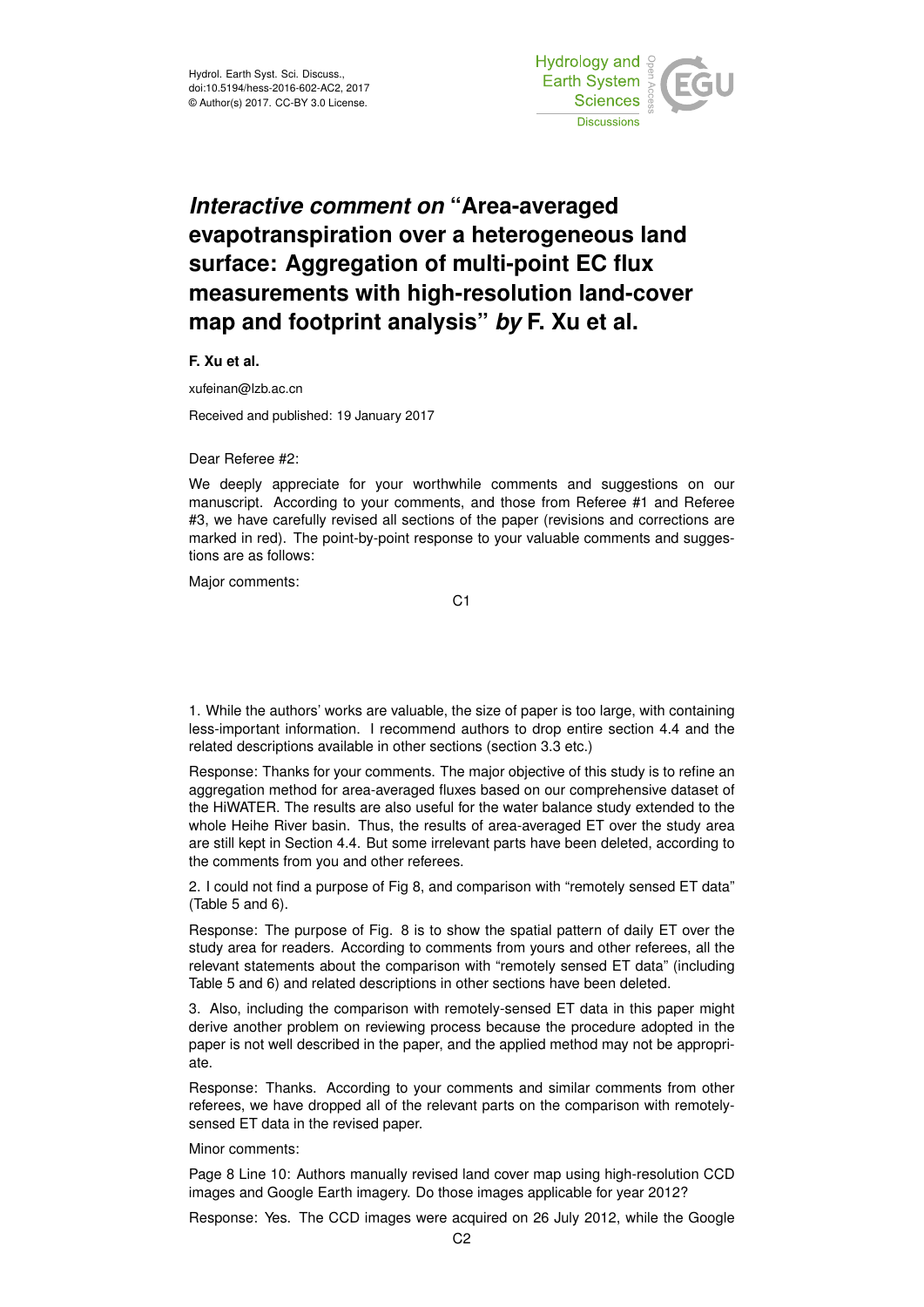# *Interactive comment on* "Area-averaged evapotranspiration over a heterogeneous land surface: Aggregation of multi-point EC flux measurements with high-resolution land-cover map and footprint analysis" *by* F. Xu et al.

**F. Xu et al.**

xufeinan@lzb.ac.cn

Received and published: 19 January 2017

Dear Referee #2:

We deeply appreciate for your worthwhile comments and suggestions on our manuscript. According to your comments, and those from Referee #1 and Referee #3, we have carefully revised all sections of the paper (revisions and corrections are marked in red). The point-by-point response to your valuable comments and suggestions are as follows:

Major comments:

1. While the authors' works are valuable, the size of paper is too large, with containing less-important information. I recommend authors to drop entire section 4.4 and the related descriptions available in other sections (section 3.3 etc.)

Response: Thanks for your comments. The major objective of this study is to refine an aggregation method for area-averaged fluxes based on our comprehensive dataset of the HiWATER. The results are also useful for the water balance study extended to the whole Heihe River basin. Thus, the results of area-averaged ET over the study area are still kept in Section 4.4. But some irrelevant parts have been deleted, according to the comments from you and other referees.

2. I could not find a purpose of Fig 8, and comparison with "remotely sensed ET data" (Table 5 and 6).

Response: The purpose of Fig. 8 is to show the spatial pattern of daily ET over the study area for readers. According to comments from yours and other referees, all the relevant statements about the comparison with "remotely sensed ET data" (including Table 5 and 6) and related descriptions in other sections have been deleted.

3. Also, including the comparison with remotely-sensed ET data in this paper might derive another problem on reviewing process because the procedure adopted in the paper is not well described in the paper, and the applied method may not be appropriate.

Response: Thanks. According to your comments and similar comments from other referees, we have dropped all of the relevant parts on the comparison with remotely-sensed ET data in the revised paper.

Minor comments:

Page 8 Line 10: Authors manually revised land cover map using high-resolution CCD images and Google Earth imagery. Do those images applicable for year 2012?

Response: Yes. The CCD images were acquired on 26 July 2012, while the Google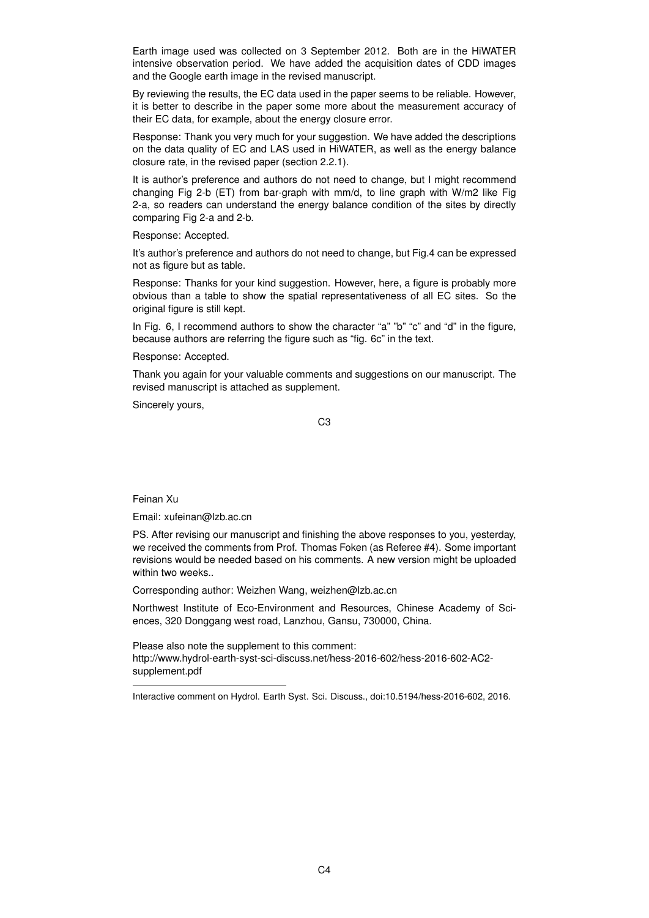Earth image used was collected on 3 September 2012. Both are in the HiWATER intensive observation period. We have added the acquisition dates of CDD images and the Google earth image in the revised manuscript.

By reviewing the results, the EC data used in the paper seems to be reliable. However, it is better to describe in the paper some more about the measurement accuracy of their EC data, for example, about the energy closure error.

Response: Thank you very much for your suggestion. We have added the descriptions on the data quality of EC and LAS used in HiWATER, as well as the energy balance closure rate, in the revised paper (section 2.2.1).

It is author's preference and authors do not need to change, but I might recommend changing Fig 2-b (ET) from bar-graph with mm/d, to line graph with W/m2 like Fig 2-a, so readers can understand the energy balance condition of the sites by directly comparing Fig 2-a and 2-b.

Response: Accepted.

It's author's preference and authors do not need to change, but Fig.4 can be expressed not as figure but as table.

Response: Thanks for your kind suggestion. However, here, a figure is probably more obvious than a table to show the spatial representativeness of all EC sites. So the original figure is still kept.

In Fig. 6, I recommend authors to show the character "a" "b" "c" and "d" in the figure, because authors are referring the figure such as "fig. 6c" in the text.

Response: Accepted.

Thank you again for your valuable comments and suggestions on our manuscript. The revised manuscript is attached as supplement.

Sincerely yours,

Feinan Xu

Email: xufeinan@lzb.ac.cn

PS. After revising our manuscript and finishing the above responses to you, yesterday, we received the comments from Prof. Thomas Foken (as Referee #4). Some important revisions would be needed based on his comments. A new version might be uploaded within two weeks..

Corresponding author: Weizhen Wang, weizhen@lzb.ac.cn

Northwest Institute of Eco-Environment and Resources, Chinese Academy of Sciences, 320 Donggang west road, Lanzhou, Gansu, 730000, China.

Please also note the supplement to this comment:
http://www.hydrol-earth-syst-sci-discuss.net/hess-2016-602/hess-2016-602-AC2-supplement.pdf

Interactive comment on Hydrol. Earth Syst. Sci. Discuss., doi:10.5194/hess-2016-602, 2016.